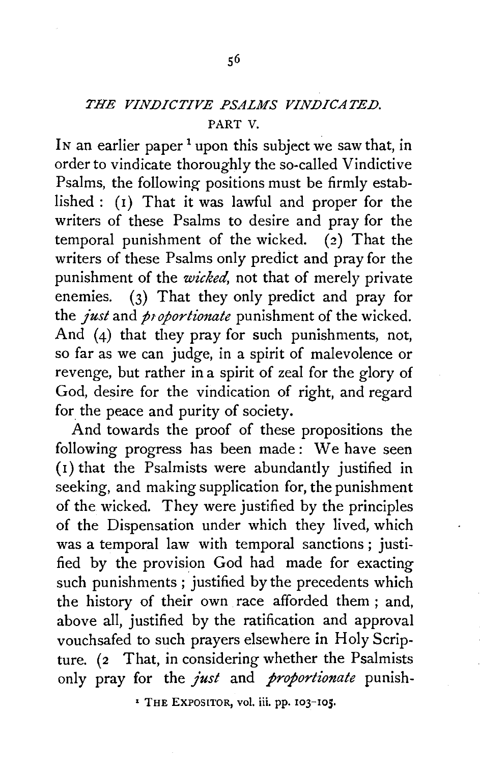## *THE VINDICTIVE PSALMS VINDICATED.*

### PART V.

In an earlier paper[1] upon this subject we saw that, in order to vindicate thoroughly the so-called Vindictive Psalms, the following positions must be firmly established: (1) That it was lawful and proper for the writers of these Psalms to desire and pray for the temporal punishment of the wicked. (2) That the writers of these Psalms only predict and pray for the punishment of the *wicked*, not that of merely private enemies. (3) That they only predict and pray for the *just* and *proportionate* punishment of the wicked. And (4) that they pray for such punishments, not, so far as we can judge, in a spirit of malevolence or revenge, but rather in a spirit of zeal for the glory of God, desire for the vindication of right, and regard for the peace and purity of society.

And towards the proof of these propositions the following progress has been made: We have seen (1) that the Psalmists were abundantly justified in seeking, and making supplication for, the punishment of the wicked. They were justified by the principles of the Dispensation under which they lived, which was a temporal law with temporal sanctions; justified by the provision God had made for exacting such punishments; justified by the precedents which the history of their own race afforded them; and, above all, justified by the ratification and approval vouchsafed to such prayers elsewhere in Holy Scripture. (2 That, in considering whether the Psalmists only pray for the *just* and *proportionate* punish-

[1] THE EXPOSITOR, vol. iii. pp. 103–105.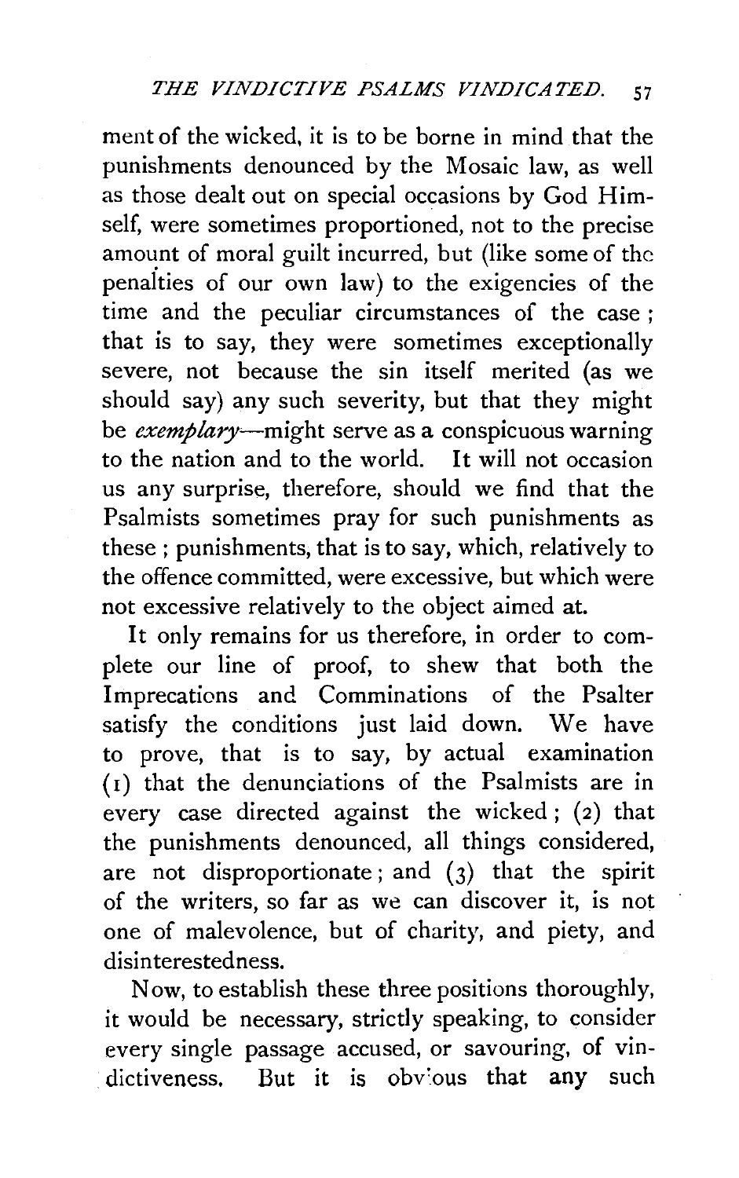ment of the wicked, it is to be borne in mind that the punishments denounced by the Mosaic law, as well as those dealt out on special occasions by God Himself, were sometimes proportioned, not to the precise amount of moral guilt incurred, but (like some of the penalties of our own law) to the exigencies of the time and the peculiar circumstances of the case; that is to say, they were sometimes exceptionally severe, not because the sin itself merited (as we should say) any such severity, but that they might be *exemplary*—might serve as a conspicuous warning to the nation and to the world. It will not occasion us any surprise, therefore, should we find that the Psalmists sometimes pray for such punishments as these; punishments, that is to say, which, relatively to the offence committed, were excessive, but which were not excessive relatively to the object aimed at.

It only remains for us therefore, in order to complete our line of proof, to shew that both the Imprecations and Comminations of the Psalter satisfy the conditions just laid down. We have to prove, that is to say, by actual examination (1) that the denunciations of the Psalmists are in every case directed against the wicked; (2) that the punishments denounced, all things considered, are not disproportionate; and (3) that the spirit of the writers, so far as we can discover it, is not one of malevolence, but of charity, and piety, and disinterestedness.

Now, to establish these three positions thoroughly, it would be necessary, strictly speaking, to consider every single passage accused, or savouring, of vindictiveness. But it is obvious that any such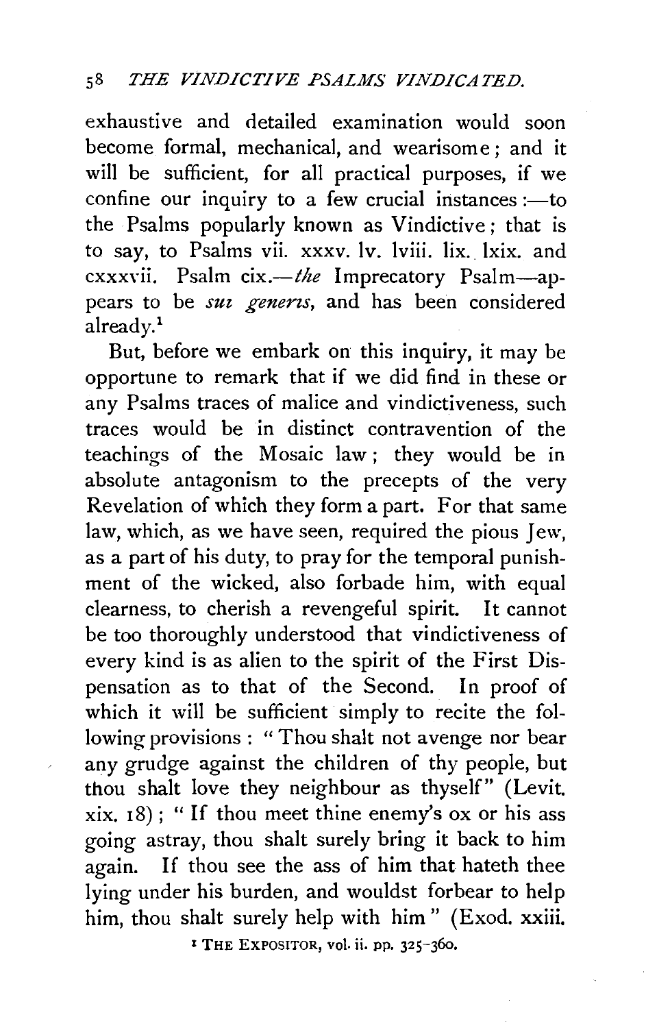exhaustive and detailed examination would soon become formal, mechanical, and wearisome; and it will be sufficient, for all practical purposes, if we confine our inquiry to a few crucial instances:—to the Psalms popularly known as Vindictive; that is to say, to Psalms vii. xxxv. lv. lviii. lix. lxix. and cxxxvii. Psalm cix.—*the* Imprecatory Psalm—appears to be *sui generis*, and has been considered already.[1]

But, before we embark on this inquiry, it may be opportune to remark that if we did find in these or any Psalms traces of malice and vindictiveness, such traces would be in distinct contravention of the teachings of the Mosaic law; they would be in absolute antagonism to the precepts of the very Revelation of which they form a part. For that same law, which, as we have seen, required the pious Jew, as a part of his duty, to pray for the temporal punishment of the wicked, also forbade him, with equal clearness, to cherish a revengeful spirit. It cannot be too thoroughly understood that vindictiveness of every kind is as alien to the spirit of the First Dispensation as to that of the Second. In proof of which it will be sufficient simply to recite the following provisions: "Thou shalt not avenge nor bear any grudge against the children of thy people, but thou shalt love they neighbour as thyself" (Levit. xix. 18); "If thou meet thine enemy's ox or his ass going astray, thou shalt surely bring it back to him again. If thou see the ass of him that hateth thee lying under his burden, and wouldst forbear to help him, thou shalt surely help with him" (Exod. xxiii.

[1] THE EXPOSITOR, vol. ii. pp. 325–360.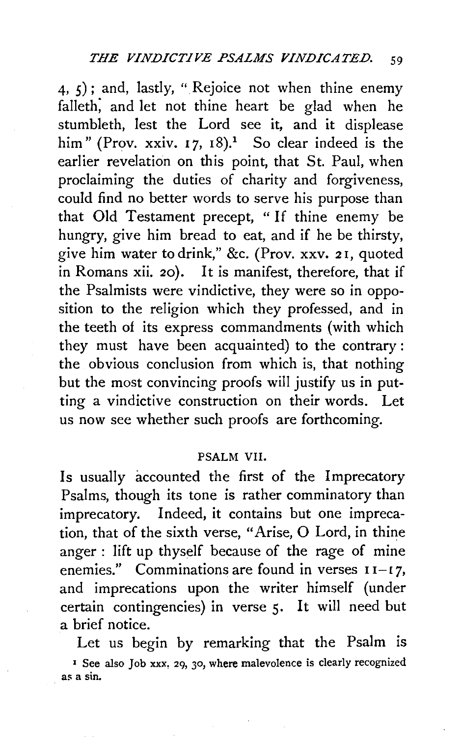4, 5); and, lastly, "Rejoice not when thine enemy falleth, and let not thine heart be glad when he stumbleth, lest the Lord see it, and it displease him" (Prov. xxiv. 17, 18).[1] So clear indeed is the earlier revelation on this point, that St. Paul, when proclaiming the duties of charity and forgiveness, could find no better words to serve his purpose than that Old Testament precept, "If thine enemy be hungry, give him bread to eat, and if he be thirsty, give him water to drink," &c. (Prov. xxv. 21, quoted in Romans xii. 20). It is manifest, therefore, that if the Psalmists were vindictive, they were so in opposition to the religion which they professed, and in the teeth of its express commandments (with which they must have been acquainted) to the contrary: the obvious conclusion from which is, that nothing but the most convincing proofs will justify us in putting a vindictive construction on their words. Let us now see whether such proofs are forthcoming.

## PSALM VII.

Is usually accounted the first of the Imprecatory Psalms, though its tone is rather comminatory than imprecatory. Indeed, it contains but one imprecation, that of the sixth verse, "Arise, O Lord, in thine anger: lift up thyself because of the rage of mine enemies." Comminations are found in verses 11–17, and imprecations upon the writer himself (under certain contingencies) in verse 5. It will need but a brief notice.

Let us begin by remarking that the Psalm is

[1] See also Job xxx. 29, 30, where malevolence is clearly recognized as a sin.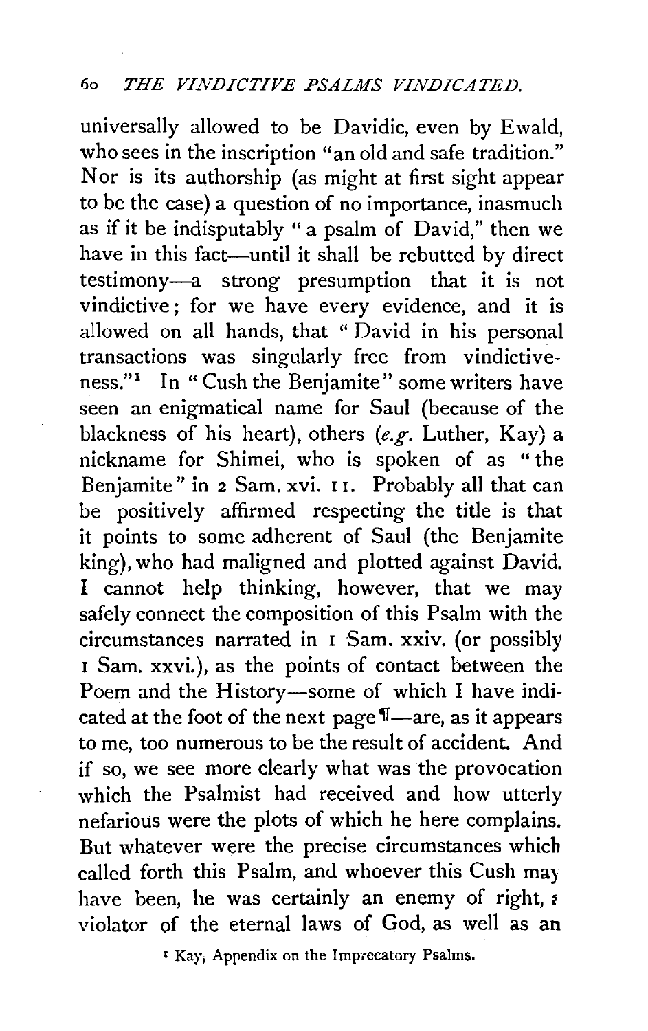universally allowed to be Davidic, even by Ewald, who sees in the inscription "an old and safe tradition." Nor is its authorship (as might at first sight appear to be the case) a question of no importance, inasmuch as if it be indisputably "a psalm of David," then we have in this fact—until it shall be rebutted by direct testimony—a strong presumption that it is not vindictive; for we have every evidence, and it is allowed on all hands, that "David in his personal transactions was singularly free from vindictiveness."[1] In "Cush the Benjamite" some writers have seen an enigmatical name for Saul (because of the blackness of his heart), others (*e.g.* Luther, Kay) a nickname for Shimei, who is spoken of as "the Benjamite" in 2 Sam. xvi. 11. Probably all that can be positively affirmed respecting the title is that it points to some adherent of Saul (the Benjamite king), who had maligned and plotted against David. I cannot help thinking, however, that we may safely connect the composition of this Psalm with the circumstances narrated in 1 Sam. xxiv. (or possibly 1 Sam. xxvi.), as the points of contact between the Poem and the History—some of which I have indicated at the foot of the next page ¶—are, as it appears to me, too numerous to be the result of accident. And if so, we see more clearly what was the provocation which the Psalmist had received and how utterly nefarious were the plots of which he here complains. But whatever were the precise circumstances which called forth this Psalm, and whoever this Cush may have been, he was certainly an enemy of right, a violator of the eternal laws of God, as well as an

[1] Kay, Appendix on the Imprecatory Psalms.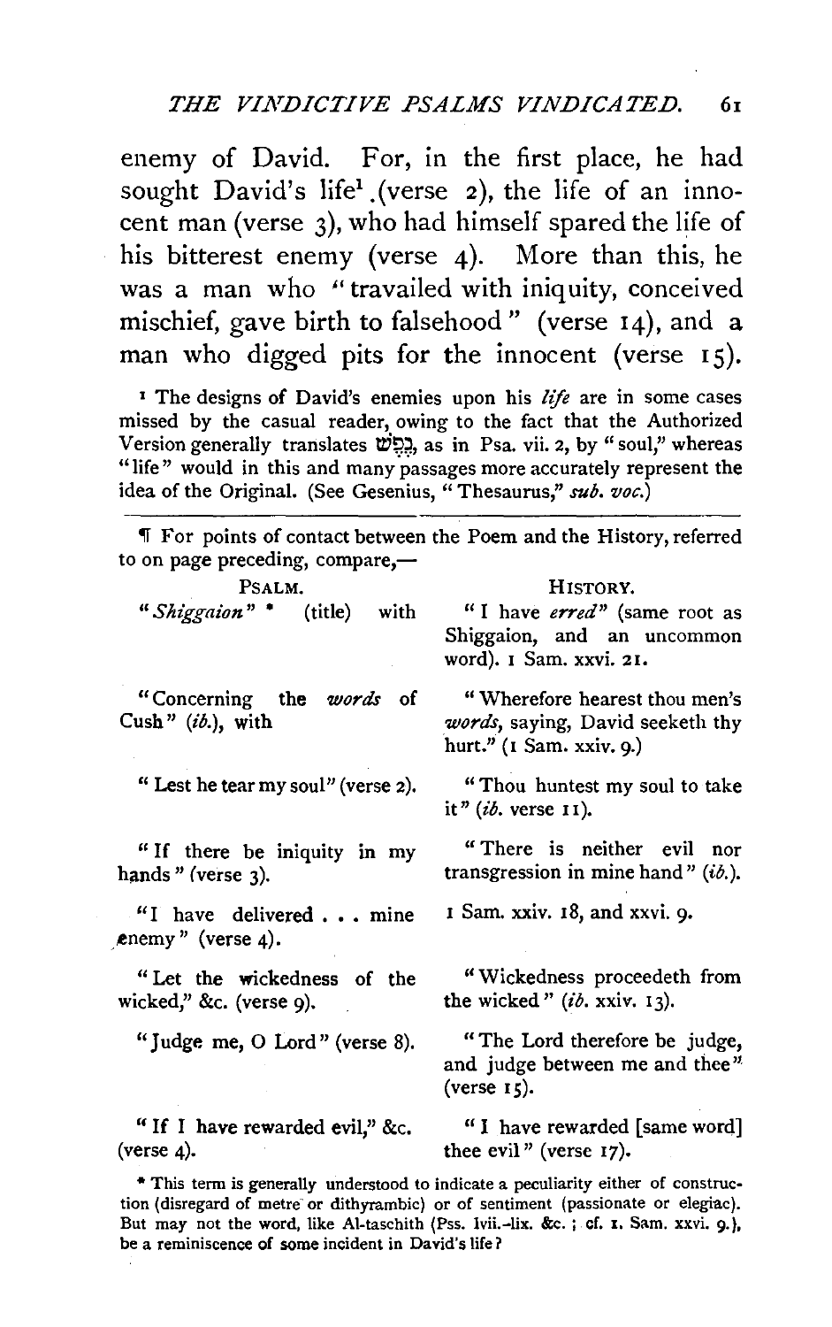enemy of David. For, in the first place, he had sought David's life[1] (verse 2), the life of an innocent man (verse 3), who had himself spared the life of his bitterest enemy (verse 4). More than this, he was a man who "travailed with iniquity, conceived mischief, gave birth to falsehood" (verse 14), and a man who digged pits for the innocent (verse 15).

[1] The designs of David's enemies upon his *life* are in some cases missed by the casual reader, owing to the fact that the Authorized Version generally translates נֶפֶשׁ, as in Psa. vii. 2, by "soul," whereas "life" would in this and many passages more accurately represent the idea of the Original. (See Gesenius, "Thesaurus," *sub. voc.*)

---

¶ For points of contact between the Poem and the History, referred to on page preceding, compare,—

| PSALM. | HISTORY. |
|---|---|
| "*Shiggaion*" * (title) with | "I have *erred*" (same root as Shiggaion, and an uncommon word). 1 Sam. xxvi. 21. |
| "Concerning the *words* of Cush" (*ib.*), with | "Wherefore hearest thou men's *words*, saying, David seeketh thy hurt." (1 Sam. xxiv. 9.) |
| "Lest he tear my soul" (verse 2). | "Thou huntest my soul to take it" (*ib.* verse 11). |
| "If there be iniquity in my hands" (verse 3). | "There is neither evil nor transgression in mine hand" (*ib.*). |
| "I have delivered . . . mine enemy" (verse 4). | 1 Sam. xxiv. 18, and xxvi. 9. |
| "Let the wickedness of the wicked," &c. (verse 9). | "Wickedness proceedeth from the wicked" (*ib.* xxiv. 13). |
| "Judge me, O Lord" (verse 8). | "The Lord therefore be judge, and judge between me and thee" (verse 15). |
| "If I have rewarded evil," &c. (verse 4). | "I have rewarded [same word] thee evil" (verse 17). |

* This term is generally understood to indicate a peculiarity either of construction (disregard of metre or dithyrambic) or of sentiment (passionate or elegiac). But may not the word, like Al-taschith (Pss. lvii.-lix. &c.; cf. 1. Sam. xxvi. 9.), be a reminiscence of some incident in David's life?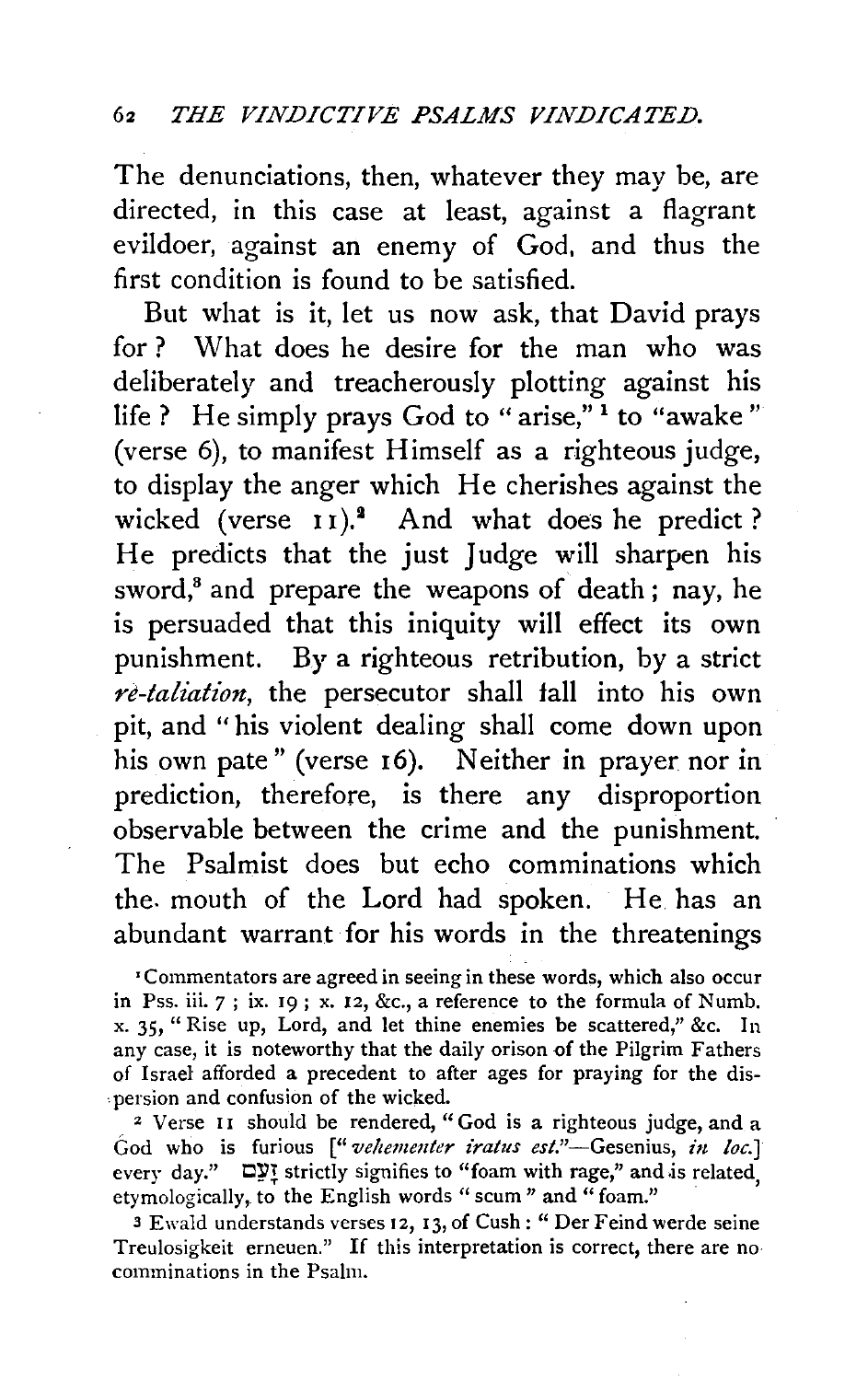The denunciations, then, whatever they may be, are directed, in this case at least, against a flagrant evildoer, against an enemy of God, and thus the first condition is found to be satisfied.

But what is it, let us now ask, that David prays for? What does he desire for the man who was deliberately and treacherously plotting against his life? He simply prays God to "arise,"[1] to "awake" (verse 6), to manifest Himself as a righteous judge, to display the anger which He cherishes against the wicked (verse 11).[2] And what does he predict? He predicts that the just Judge will sharpen his sword,[3] and prepare the weapons of death; nay, he is persuaded that this iniquity will effect its own punishment. By a righteous retribution, by a strict *re-taliation*, the persecutor shall fall into his own pit, and "his violent dealing shall come down upon his own pate" (verse 16). Neither in prayer nor in prediction, therefore, is there any disproportion observable between the crime and the punishment. The Psalmist does but echo comminations which the mouth of the Lord had spoken. He has an abundant warrant for his words in the threatenings

[1] Commentators are agreed in seeing in these words, which also occur in Pss. iii. 7; ix. 19; x. 12, &c., a reference to the formula of Numb. x. 35, "Rise up, Lord, and let thine enemies be scattered," &c. In any case, it is noteworthy that the daily orison of the Pilgrim Fathers of Israel afforded a precedent to after ages for praying for the dispersion and confusion of the wicked.

[2] Verse 11 should be rendered, "God is a righteous judge, and a God who is furious [*"vehementer iratus est."*—Gesenius, *in loc.*] every day." זָעַם strictly signifies to "foam with rage," and is related, etymologically, to the English words "scum" and "foam."

[3] Ewald understands verses 12, 13, of Cush: "Der Feind werde seine Treulosigkeit erneuen." If this interpretation is correct, there are no comminations in the Psalm.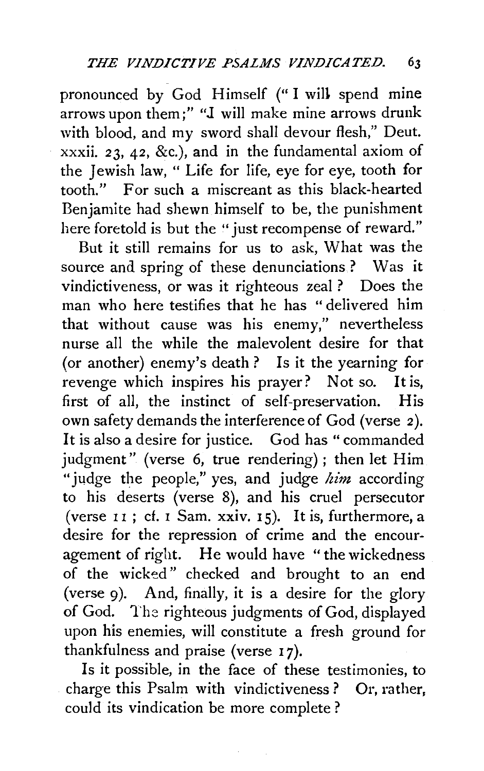pronounced by God Himself ("I will spend mine arrows upon them;" "I will make mine arrows drunk with blood, and my sword shall devour flesh," Deut. xxxii. 23, 42, &c.), and in the fundamental axiom of the Jewish law, "Life for life, eye for eye, tooth for tooth." For such a miscreant as this black-hearted Benjamite had shewn himself to be, the punishment here foretold is but the "just recompense of reward."

But it still remains for us to ask, What was the source and spring of these denunciations? Was it vindictiveness, or was it righteous zeal? Does the man who here testifies that he has "delivered him that without cause was his enemy," nevertheless nurse all the while the malevolent desire for that (or another) enemy's death? Is it the yearning for revenge which inspires his prayer? Not so. It is, first of all, the instinct of self-preservation. His own safety demands the interference of God (verse 2). It is also a desire for justice. God has "commanded judgment" (verse 6, true rendering); then let Him "judge the people," yes, and judge *him* according to his deserts (verse 8), and his cruel persecutor (verse 11; cf. 1 Sam. xxiv. 15). It is, furthermore, a desire for the repression of crime and the encouragement of right. He would have "the wickedness of the wicked" checked and brought to an end (verse 9). And, finally, it is a desire for the glory of God. The righteous judgments of God, displayed upon his enemies, will constitute a fresh ground for thankfulness and praise (verse 17).

Is it possible, in the face of these testimonies, to charge this Psalm with vindictiveness? Or, rather, could its vindication be more complete?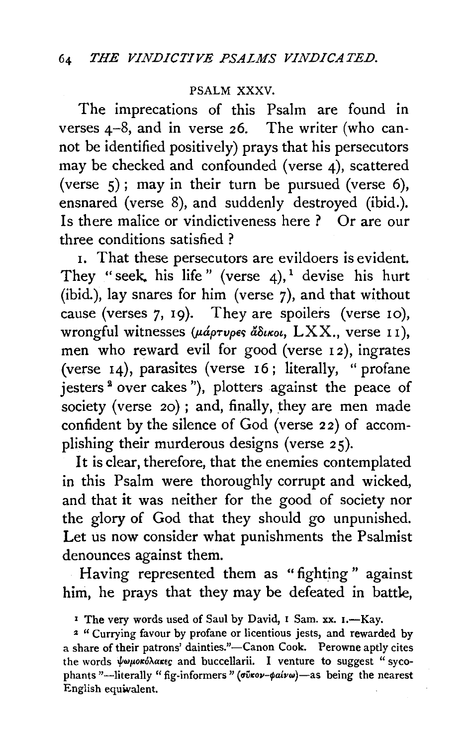## PSALM XXXV.

The imprecations of this Psalm are found in verses 4–8, and in verse 26. The writer (who cannot be identified positively) prays that his persecutors may be checked and confounded (verse 4), scattered (verse 5); may in their turn be pursued (verse 6), ensnared (verse 8), and suddenly destroyed (ibid.). Is there malice or vindictiveness here? Or are our three conditions satisfied?

1. That these persecutors are evildoers is evident. They "seek his life" (verse 4),[1] devise his hurt (ibid.), lay snares for him (verse 7), and that without cause (verses 7, 19). They are spoilers (verse 10), wrongful witnesses (*μάρτυρες ἄδικοι*, LXX., verse 11), men who reward evil for good (verse 12), ingrates (verse 14), parasites (verse 16; literally, "profane jesters[2] over cakes"), plotters against the peace of society (verse 20); and, finally, they are men made confident by the silence of God (verse 22) of accomplishing their murderous designs (verse 25).

It is clear, therefore, that the enemies contemplated in this Psalm were thoroughly corrupt and wicked, and that it was neither for the good of society nor the glory of God that they should go unpunished. Let us now consider what punishments the Psalmist denounces against them.

Having represented them as "fighting" against him, he prays that they may be defeated in battle,

[1] The very words used of Saul by David, 1 Sam. xx. 1.—Kay.

[2] "Currying favour by profane or licentious jests, and rewarded by a share of their patrons' dainties."—Canon Cook. Perowne aptly cites the words *ψωμοκόλακες* and buccellarii. I venture to suggest "sycophants"—literally "fig-informers" (*σῦκον-φαίνω*)—as being the nearest English equivalent.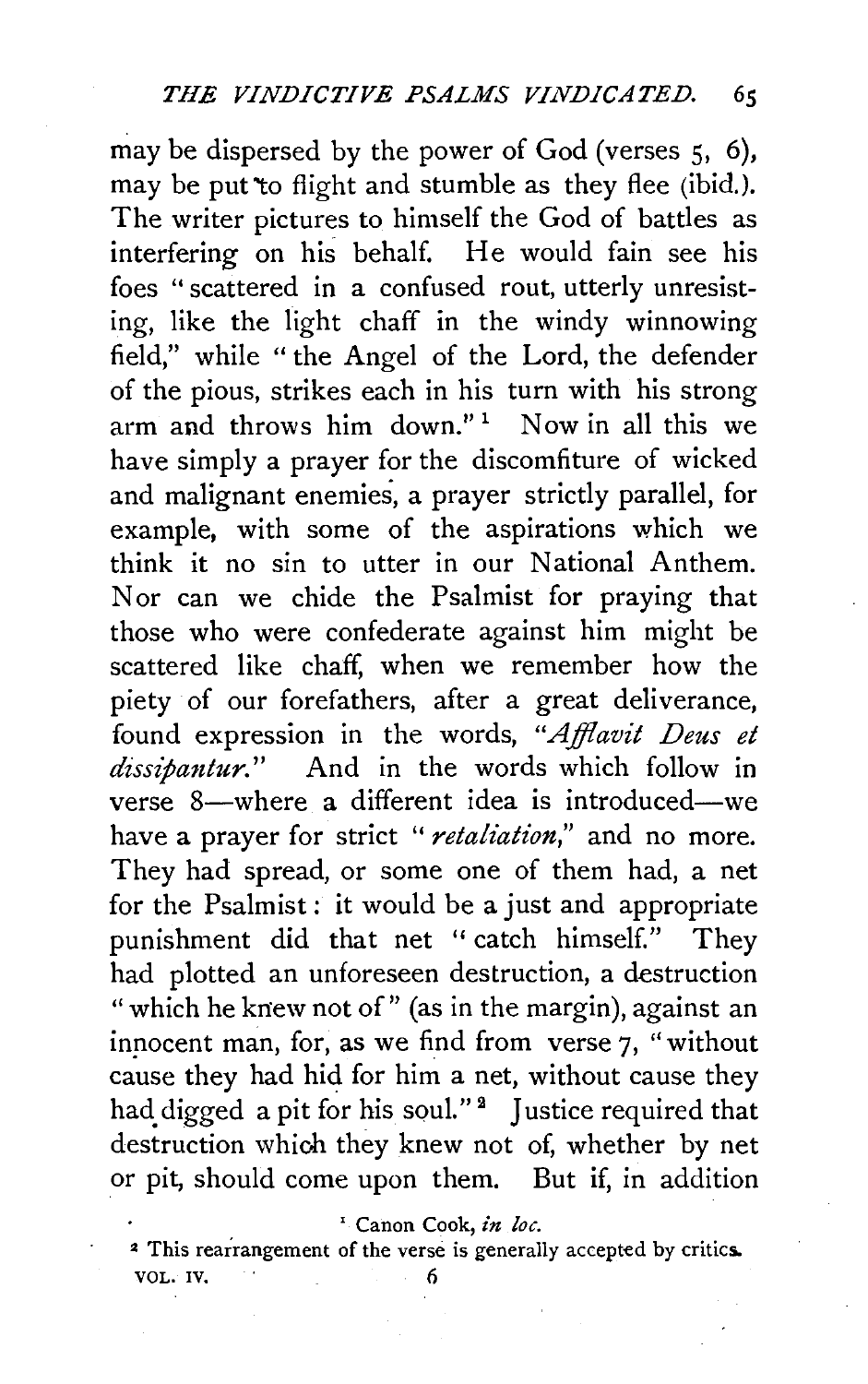may be dispersed by the power of God (verses 5, 6), may be put to flight and stumble as they flee (ibid.). The writer pictures to himself the God of battles as interfering on his behalf. He would fain see his foes "scattered in a confused rout, utterly unresisting, like the light chaff in the windy winnowing field," while "the Angel of the Lord, the defender of the pious, strikes each in his turn with his strong arm and throws him down." [1] Now in all this we have simply a prayer for the discomfiture of wicked and malignant enemies, a prayer strictly parallel, for example, with some of the aspirations which we think it no sin to utter in our National Anthem. Nor can we chide the Psalmist for praying that those who were confederate against him might be scattered like chaff, when we remember how the piety of our forefathers, after a great deliverance, found expression in the words, "*Afflavit Deus et dissipantur.*" And in the words which follow in verse 8—where a different idea is introduced—we have a prayer for strict "*retaliation*," and no more. They had spread, or some one of them had, a net for the Psalmist: it would be a just and appropriate punishment did that net "catch himself." They had plotted an unforeseen destruction, a destruction "which he knew not of" (as in the margin), against an innocent man, for, as we find from verse 7, "without cause they had hid for him a net, without cause they had digged a pit for his soul." [2] Justice required that destruction which they knew not of, whether by net or pit, should come upon them. But if, in addition

[1] Canon Cook, *in loc.*

[2] This rearrangement of the verse is generally accepted by critics.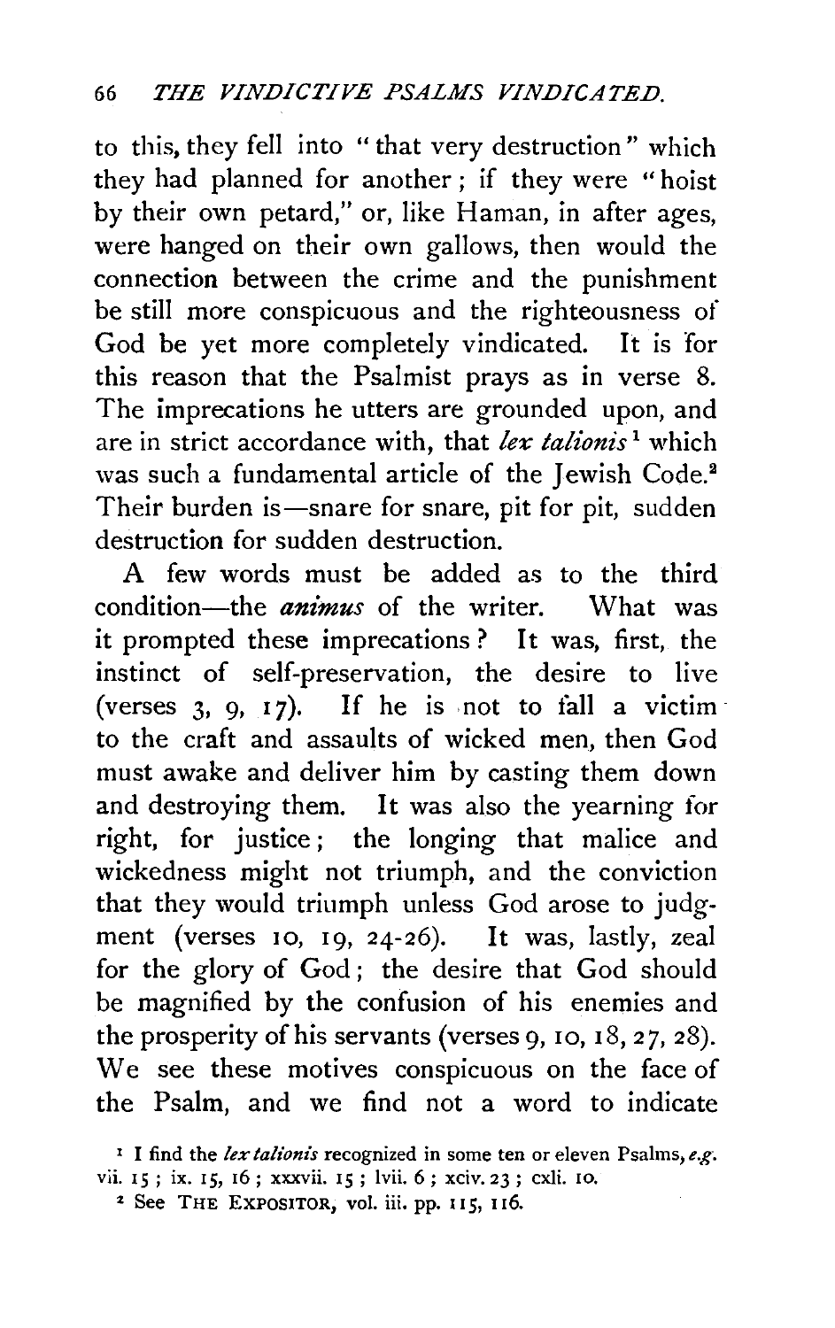to this, they fell into "that very destruction" which they had planned for another; if they were "hoist by their own petard," or, like Haman, in after ages, were hanged on their own gallows, then would the connection between the crime and the punishment be still more conspicuous and the righteousness of God be yet more completely vindicated. It is for this reason that the Psalmist prays as in verse 8. The imprecations he utters are grounded upon, and are in strict accordance with, that *lex talionis*[1] which was such a fundamental article of the Jewish Code.[2] Their burden is—snare for snare, pit for pit, sudden destruction for sudden destruction.

A few words must be added as to the third condition—the ***animus*** of the writer. What was it prompted these imprecations? It was, first, the instinct of self-preservation, the desire to live (verses 3, 9, 17). If he is not to fall a victim to the craft and assaults of wicked men, then God must awake and deliver him by casting them down and destroying them. It was also the yearning for right, for justice; the longing that malice and wickedness might not triumph, and the conviction that they would triumph unless God arose to judgment (verses 10, 19, 24-26). It was, lastly, zeal for the glory of God; the desire that God should be magnified by the confusion of his enemies and the prosperity of his servants (verses 9, 10, 18, 27, 28). We see these motives conspicuous on the face of the Psalm, and we find not a word to indicate

[1] I find the *lex talionis* recognized in some ten or eleven Psalms, *e.g.* vii. 15; ix. 15, 16; xxxvii. 15; lvii. 6; xciv. 23; cxli. 10.

[2] See THE EXPOSITOR, vol. iii. pp. 115, 116.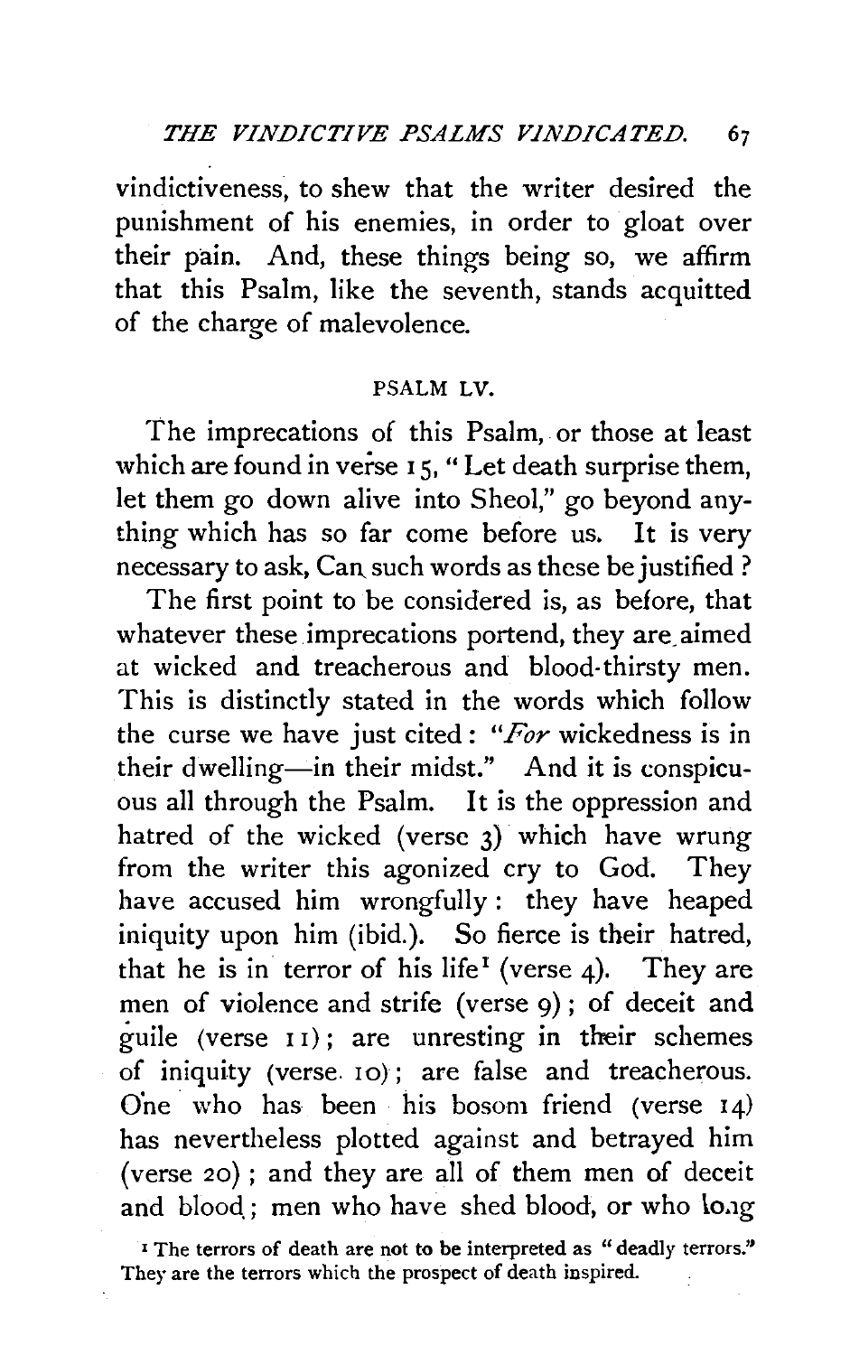vindictiveness, to shew that the writer desired the punishment of his enemies, in order to gloat over their pain. And, these things being so, we affirm that this Psalm, like the seventh, stands acquitted of the charge of malevolence.

## PSALM LV.

The imprecations of this Psalm, or those at least which are found in verse 15, "Let death surprise them, let them go down alive into Sheol," go beyond anything which has so far come before us. It is very necessary to ask, Can such words as these be justified?

The first point to be considered is, as before, that whatever these imprecations portend, they are aimed at wicked and treacherous and blood-thirsty men. This is distinctly stated in the words which follow the curse we have just cited: "*For* wickedness is in their dwelling—in their midst." And it is conspicuous all through the Psalm. It is the oppression and hatred of the wicked (verse 3) which have wrung from the writer this agonized cry to God. They have accused him wrongfully: they have heaped iniquity upon him (ibid.). So fierce is their hatred, that he is in terror of his life[1] (verse 4). They are men of violence and strife (verse 9); of deceit and guile (verse 11); are unresting in their schemes of iniquity (verse 10); are false and treacherous. One who has been his bosom friend (verse 14) has nevertheless plotted against and betrayed him (verse 20); and they are all of them men of deceit and blood; men who have shed blood, or who long

[1] The terrors of death are not to be interpreted as "deadly terrors." They are the terrors which the prospect of death inspired.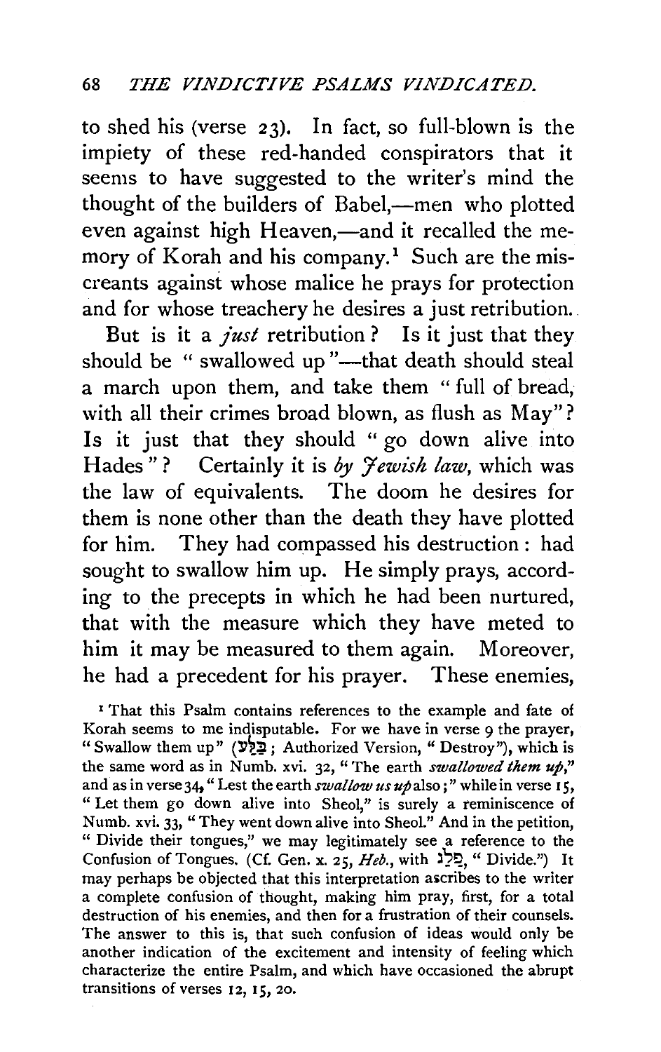to shed his (verse 23). In fact, so full-blown is the impiety of these red-handed conspirators that it seems to have suggested to the writer's mind the thought of the builders of Babel,—men who plotted even against high Heaven,—and it recalled the memory of Korah and his company.[1] Such are the miscreants against whose malice he prays for protection and for whose treachery he desires a just retribution.

But is it a *just* retribution? Is it just that they should be "swallowed up"—that death should steal a march upon them, and take them "full of bread, with all their crimes broad blown, as flush as May"? Is it just that they should "go down alive into Hades"? Certainly it is *by Jewish law*, which was the law of equivalents. The doom he desires for them is none other than the death they have plotted for him. They had compassed his destruction: had sought to swallow him up. He simply prays, according to the precepts in which he had been nurtured, that with the measure which they have meted to him it may be measured to them again. Moreover, he had a precedent for his prayer. These enemies,

[1] That this Psalm contains references to the example and fate of Korah seems to me indisputable. For we have in verse 9 the prayer, "Swallow them up" (בַּלַּע; Authorized Version, "Destroy"), which is the same word as in Numb. xvi. 32, "The earth *swallowed them up*," and as in verse 34, "Lest the earth *swallow us up* also;" while in verse 15, "Let them go down alive into Sheol," is surely a reminiscence of Numb. xvi. 33, "They went down alive into Sheol." And in the petition, "Divide their tongues," we may legitimately see a reference to the Confusion of Tongues. (Cf. Gen. x. 25, *Heb.*, with פַּלֵּג, "Divide.") It may perhaps be objected that this interpretation ascribes to the writer a complete confusion of thought, making him pray, first, for a total destruction of his enemies, and then for a frustration of their counsels. The answer to this is, that such confusion of ideas would only be another indication of the excitement and intensity of feeling which characterize the entire Psalm, and which have occasioned the abrupt transitions of verses 12, 15, 20.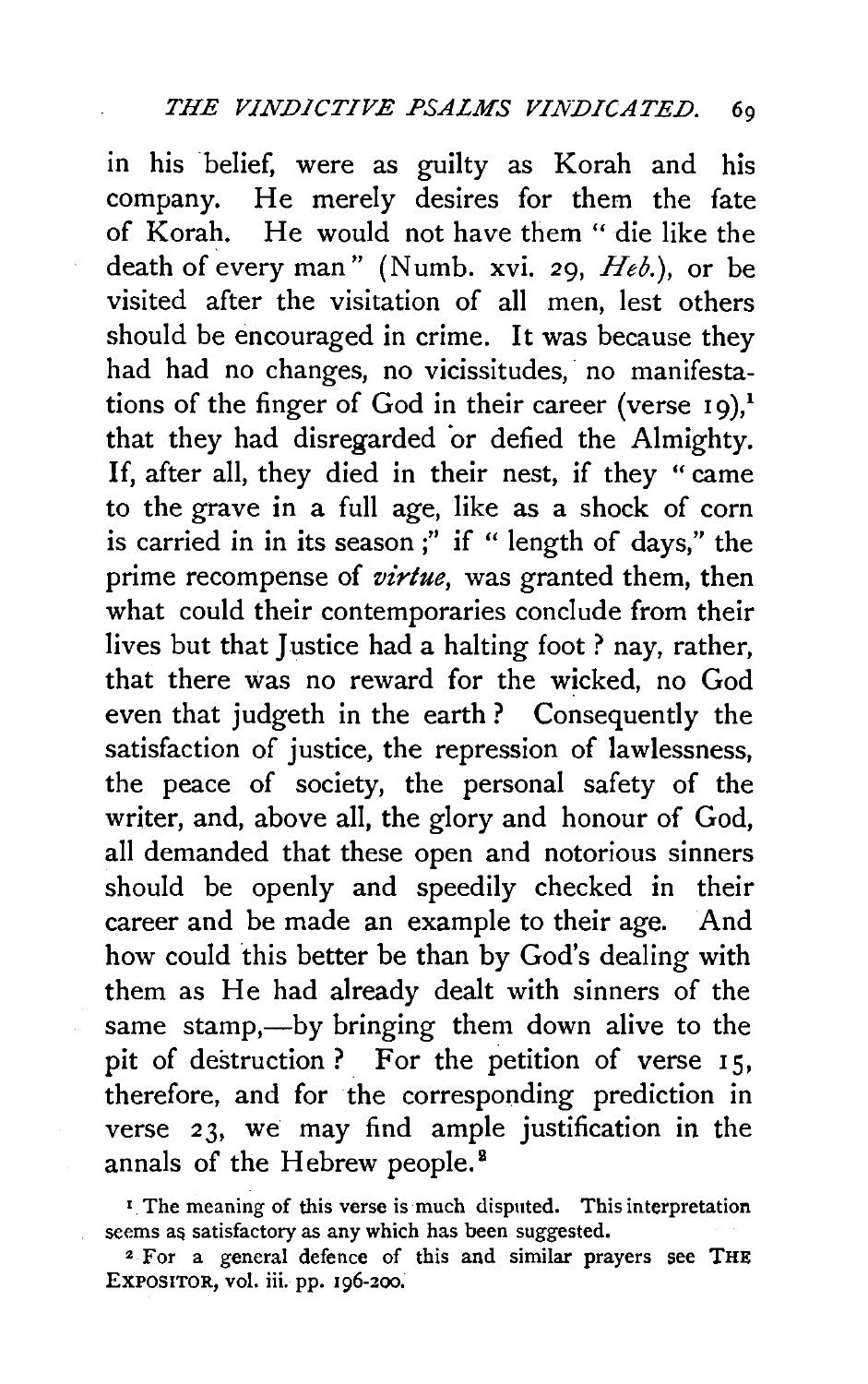in his belief, were as guilty as Korah and his company. He merely desires for them the fate of Korah. He would not have them "die like the death of every man" (Numb. xvi. 29, *Heb.*), or be visited after the visitation of all men, lest others should be encouraged in crime. It was because they had had no changes, no vicissitudes, no manifestations of the finger of God in their career (verse 19),[1] that they had disregarded or defied the Almighty. If, after all, they died in their nest, if they "came to the grave in a full age, like as a shock of corn is carried in in its season;" if "length of days," the prime recompense of *virtue*, was granted them, then what could their contemporaries conclude from their lives but that Justice had a halting foot? nay, rather, that there was no reward for the wicked, no God even that judgeth in the earth? Consequently the satisfaction of justice, the repression of lawlessness, the peace of society, the personal safety of the writer, and, above all, the glory and honour of God, all demanded that these open and notorious sinners should be openly and speedily checked in their career and be made an example to their age. And how could this better be than by God's dealing with them as He had already dealt with sinners of the same stamp,—by bringing them down alive to the pit of destruction? For the petition of verse 15, therefore, and for the corresponding prediction in verse 23, we may find ample justification in the annals of the Hebrew people.[2]

[1] The meaning of this verse is much disputed. This interpretation seems as satisfactory as any which has been suggested.

[2] For a general defence of this and similar prayers see THE EXPOSITOR, vol. iii. pp. 196-200.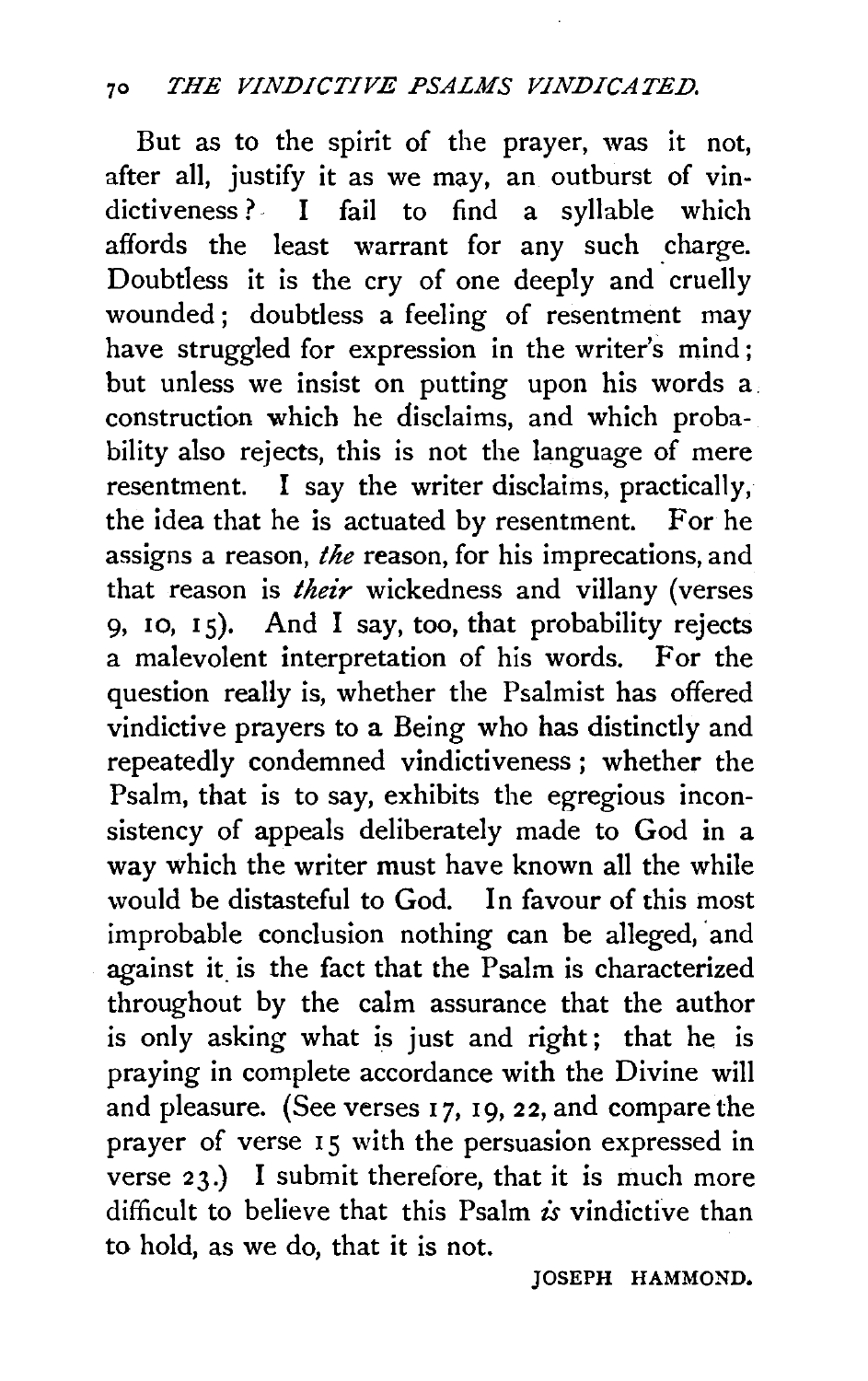But as to the spirit of the prayer, was it not, after all, justify it as we may, an outburst of vindictiveness? I fail to find a syllable which affords the least warrant for any such charge. Doubtless it is the cry of one deeply and cruelly wounded; doubtless a feeling of resentment may have struggled for expression in the writer's mind; but unless we insist on putting upon his words a construction which he disclaims, and which probability also rejects, this is not the language of mere resentment. I say the writer disclaims, practically, the idea that he is actuated by resentment. For he assigns a reason, *the* reason, for his imprecations, and that reason is *their* wickedness and villany (verses 9, 10, 15). And I say, too, that probability rejects a malevolent interpretation of his words. For the question really is, whether the Psalmist has offered vindictive prayers to a Being who has distinctly and repeatedly condemned vindictiveness; whether the Psalm, that is to say, exhibits the egregious inconsistency of appeals deliberately made to God in a way which the writer must have known all the while would be distasteful to God. In favour of this most improbable conclusion nothing can be alleged, and against it is the fact that the Psalm is characterized throughout by the calm assurance that the author is only asking what is just and right; that he is praying in complete accordance with the Divine will and pleasure. (See verses 17, 19, 22, and compare the prayer of verse 15 with the persuasion expressed in verse 23.) I submit therefore, that it is much more difficult to believe that this Psalm *is* vindictive than to hold, as we do, that it is not.

JOSEPH HAMMOND.